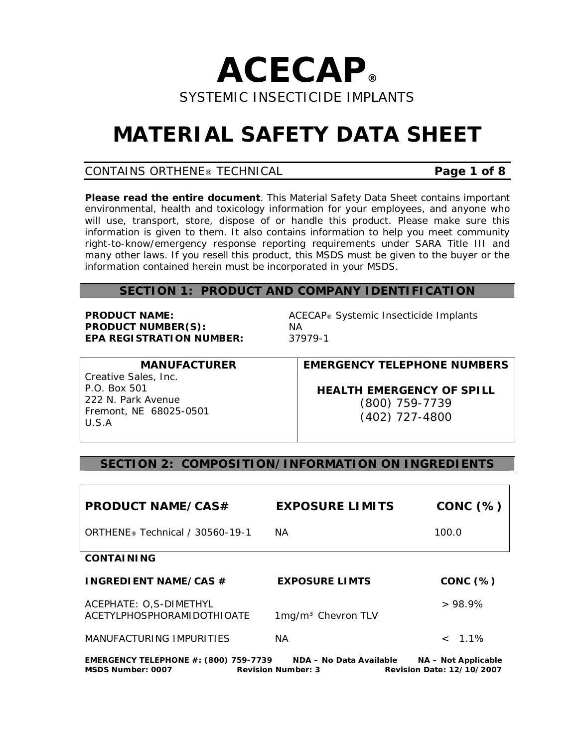# ACECAP®

SYSTEMIC INSECTICIDE IMPLANTS

# MATERIAL SAFETY DATA SHEET

CONTAINS ORTHENE® TECHNICAL

**Please read the entire document**. This Material Safety Data Sheet contains important environmental, health and toxicology information for your employees, and anyone who will use, transport, store, dispose of or handle this product. Please make sure this information is given to them. It also contains information to help you meet community right-to-know/emergency response reporting requirements under SARA Title III and many other laws. If you resell this product, this MSDS must be given to the buyer or the information contained herein must be incorporated in your MSDS.

## SECTION 1: PRODUCT AND COMPANY IDENTIFICATION

**PRODUCT NAME:** ACECAP® Systemic Insecticide Implants
**PRODUCT NUMBER(S):** NA
**EPA REGISTRATION NUMBER:** 37979-1

| MANUFACTURER | EMERGENCY TELEPHONE NUMBERS |
|---|---|
| Creative Sales, Inc.<br>P.O. Box 501<br>222 N. Park Avenue<br>Fremont, NE 68025-0501<br>U.S.A | **HEALTH EMERGENCY OF SPILL**<br>(800) 759-7739<br>(402) 727-4800 |

## SECTION 2: COMPOSITION/INFORMATION ON INGREDIENTS

| PRODUCT NAME/CAS# | EXPOSURE LIMITS | CONC (%) |
|---|---|---|
| ORTHENE® Technical / 30560-19-1 | NA | 100.0 |

**CONTAINING**

| INGREDIENT NAME/CAS # | EXPOSURE LIMTS | CONC (%) |
|---|---|---|
| ACEPHATE: O,S-DIMETHYL ACETYLPHOSPHORAMIDOTHIOATE | 1mg/m³ Chevron TLV | > 98.9% |
| MANUFACTURING IMPURITIES | NA | < 1.1% |

***EMERGENCY TELEPHONE #: (800) 759-7739 NDA – No Data Available NA – Not Applicable***
***MSDS Number: 0007 Revision Number: 3 Revision Date: 12/10/2007***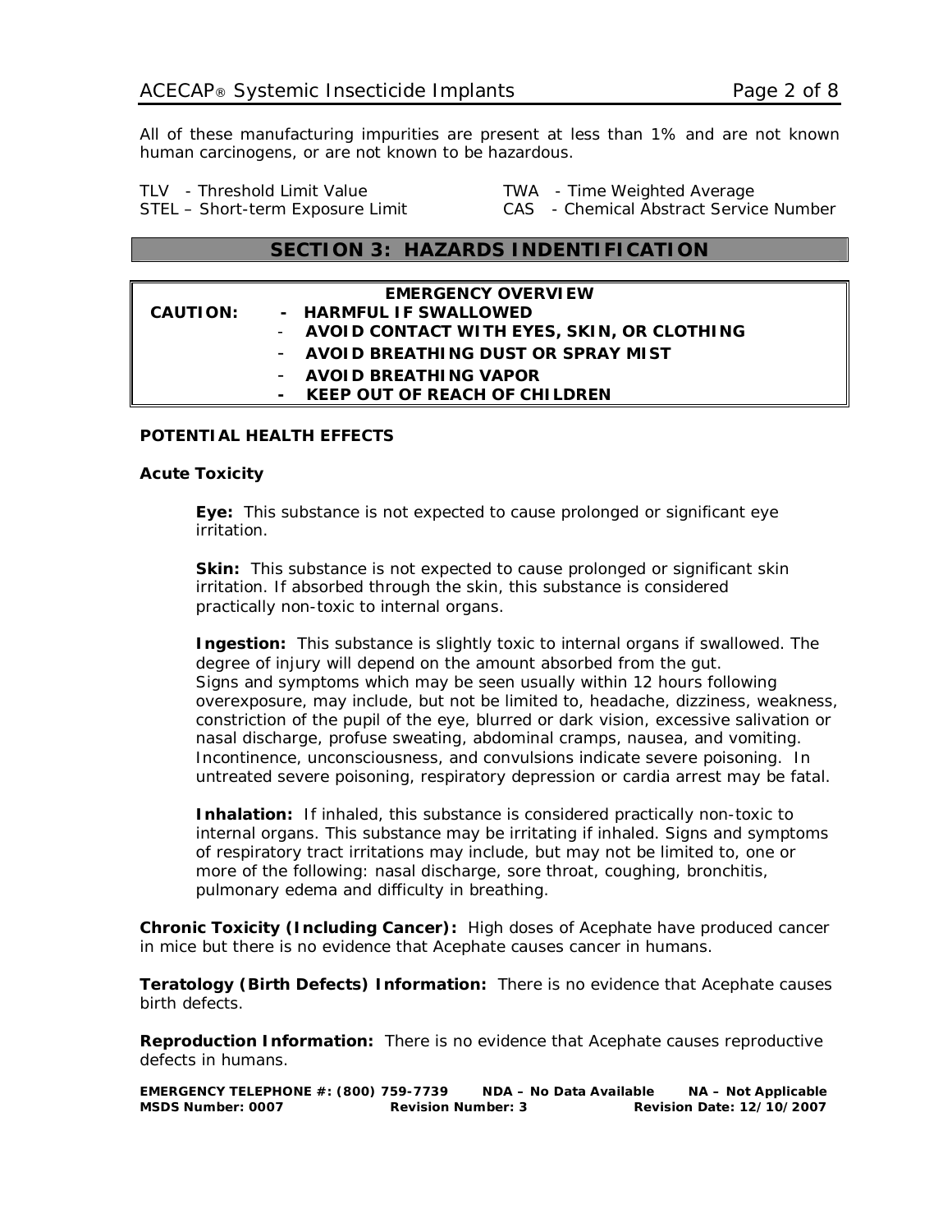All of these manufacturing impurities are present at less than 1% and are not known human carcinogens, or are not known to be hazardous.

TLV - Threshold Limit Value
STEL – Short-term Exposure Limit
TWA - Time Weighted Average
CAS - Chemical Abstract Service Number

## SECTION 3: HAZARDS INDENTIFICATION

**EMERGENCY OVERVIEW**

**CAUTION:**
- **HARMFUL IF SWALLOWED**
- **AVOID CONTACT WITH EYES, SKIN, OR CLOTHING**
- **AVOID BREATHING DUST OR SPRAY MIST**
- **AVOID BREATHING VAPOR**
- **KEEP OUT OF REACH OF CHILDREN**

### POTENTIAL HEALTH EFFECTS

#### Acute Toxicity

**Eye:** This substance is not expected to cause prolonged or significant eye irritation.

**Skin:** This substance is not expected to cause prolonged or significant skin irritation. If absorbed through the skin, this substance is considered practically non-toxic to internal organs.

**Ingestion:** This substance is slightly toxic to internal organs if swallowed. The degree of injury will depend on the amount absorbed from the gut. Signs and symptoms which may be seen usually within 12 hours following overexposure, may include, but not be limited to, headache, dizziness, weakness, constriction of the pupil of the eye, blurred or dark vision, excessive salivation or nasal discharge, profuse sweating, abdominal cramps, nausea, and vomiting. Incontinence, unconsciousness, and convulsions indicate severe poisoning. In untreated severe poisoning, respiratory depression or cardia arrest may be fatal.

**Inhalation:** If inhaled, this substance is considered practically non-toxic to internal organs. This substance may be irritating if inhaled. Signs and symptoms of respiratory tract irritations may include, but may not be limited to, one or more of the following: nasal discharge, sore throat, coughing, bronchitis, pulmonary edema and difficulty in breathing.

**Chronic Toxicity (Including Cancer):** High doses of Acephate have produced cancer in mice but there is no evidence that Acephate causes cancer in humans.

**Teratology (Birth Defects) Information:** There is no evidence that Acephate causes birth defects.

**Reproduction Information:** There is no evidence that Acephate causes reproductive defects in humans.

**EMERGENCY TELEPHONE #: (800) 759-7739 NDA – No Data Available NA – Not Applicable**
**MSDS Number: 0007 Revision Number: 3 Revision Date: 12/10/2007**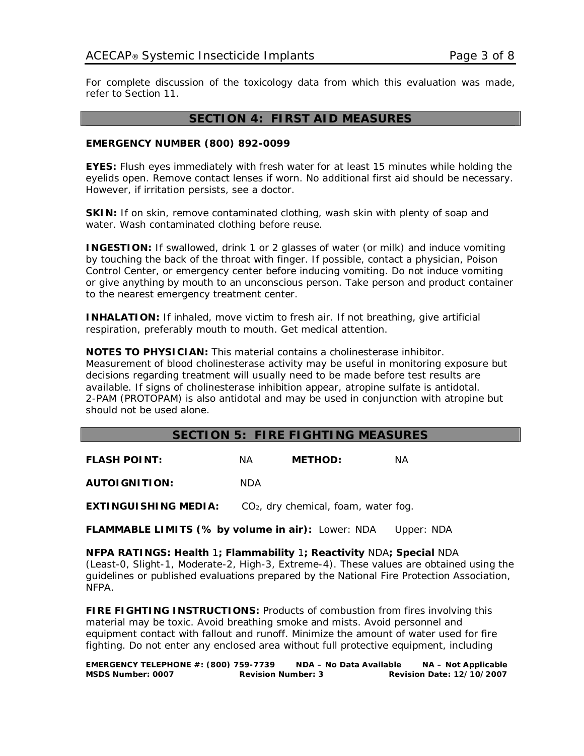For complete discussion of the toxicology data from which this evaluation was made, refer to Section 11.

## SECTION 4: FIRST AID MEASURES

**EMERGENCY NUMBER (800) 892-0099**

**EYES:** Flush eyes immediately with fresh water for at least 15 minutes while holding the eyelids open. Remove contact lenses if worn. No additional first aid should be necessary. However, if irritation persists, see a doctor.

**SKIN:** If on skin, remove contaminated clothing, wash skin with plenty of soap and water. Wash contaminated clothing before reuse.

**INGESTION:** If swallowed, drink 1 or 2 glasses of water (or milk) and induce vomiting by touching the back of the throat with finger. If possible, contact a physician, Poison Control Center, or emergency center before inducing vomiting. Do not induce vomiting or give anything by mouth to an unconscious person. Take person and product container to the nearest emergency treatment center.

**INHALATION:** If inhaled, move victim to fresh air. If not breathing, give artificial respiration, preferably mouth to mouth. Get medical attention.

**NOTES TO PHYSICIAN:** This material contains a cholinesterase inhibitor. Measurement of blood cholinesterase activity may be useful in monitoring exposure but decisions regarding treatment will usually need to be made before test results are available. If signs of cholinesterase inhibition appear, atropine sulfate is antidotal. 2-PAM (PROTOPAM) is also antidotal and may be used in conjunction with atropine but should not be used alone.

## SECTION 5: FIRE FIGHTING MEASURES

**FLASH POINT:** NA **METHOD:** NA

**AUTOIGNITION:** NDA

**EXTINGUISHING MEDIA:** $CO_2$, dry chemical, foam, water fog.

**FLAMMABLE LIMITS (% by volume in air):** Lower: NDA Upper: NDA

**NFPA RATINGS: Health** 1**; Flammability** 1**; Reactivity** NDA**; Special** NDA (Least-0, Slight-1, Moderate-2, High-3, Extreme-4). These values are obtained using the guidelines or published evaluations prepared by the National Fire Protection Association, NFPA.

**FIRE FIGHTING INSTRUCTIONS:** Products of combustion from fires involving this material may be toxic. Avoid breathing smoke and mists. Avoid personnel and equipment contact with fallout and runoff. Minimize the amount of water used for fire fighting. Do not enter any enclosed area without full protective equipment, including

**EMERGENCY TELEPHONE #: (800) 759-7739** **NDA – No Data Available** **NA – Not Applicable**
**MSDS Number: 0007** **Revision Number: 3** **Revision Date: 12/10/2007**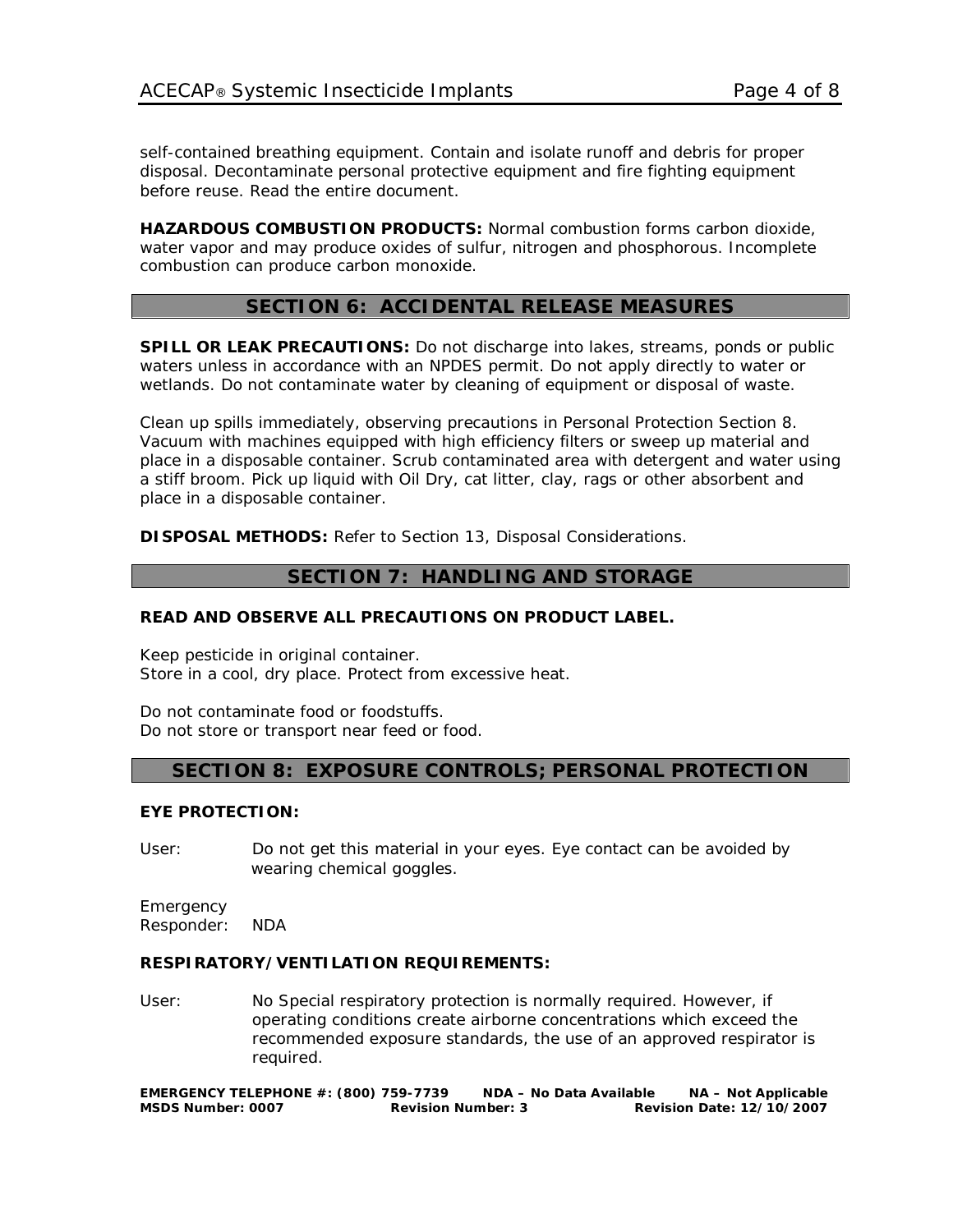self-contained breathing equipment. Contain and isolate runoff and debris for proper disposal. Decontaminate personal protective equipment and fire fighting equipment before reuse. Read the entire document.

**HAZARDOUS COMBUSTION PRODUCTS:** Normal combustion forms carbon dioxide, water vapor and may produce oxides of sulfur, nitrogen and phosphorous. Incomplete combustion can produce carbon monoxide.

## SECTION 6: ACCIDENTAL RELEASE MEASURES

**SPILL OR LEAK PRECAUTIONS:** Do not discharge into lakes, streams, ponds or public waters unless in accordance with an NPDES permit. Do not apply directly to water or wetlands. Do not contaminate water by cleaning of equipment or disposal of waste.

Clean up spills immediately, observing precautions in Personal Protection Section 8. Vacuum with machines equipped with high efficiency filters or sweep up material and place in a disposable container. Scrub contaminated area with detergent and water using a stiff broom. Pick up liquid with Oil Dry, cat litter, clay, rags or other absorbent and place in a disposable container.

**DISPOSAL METHODS:** Refer to Section 13, Disposal Considerations.

## SECTION 7: HANDLING AND STORAGE

**READ AND OBSERVE ALL PRECAUTIONS ON PRODUCT LABEL.**

Keep pesticide in original container.
Store in a cool, dry place. Protect from excessive heat.

Do not contaminate food or foodstuffs.
Do not store or transport near feed or food.

## SECTION 8: EXPOSURE CONTROLS; PERSONAL PROTECTION

**EYE PROTECTION:**

User: Do not get this material in your eyes. Eye contact can be avoided by wearing chemical goggles.

Emergency Responder: NDA

**RESPIRATORY/VENTILATION REQUIREMENTS:**

User: No Special respiratory protection is normally required. However, if operating conditions create airborne concentrations which exceed the recommended exposure standards, the use of an approved respirator is required.

**EMERGENCY TELEPHONE #: (800) 759-7739 NDA – No Data Available NA – Not Applicable**
**MSDS Number: 0007 Revision Number: 3 Revision Date: 12/10/2007**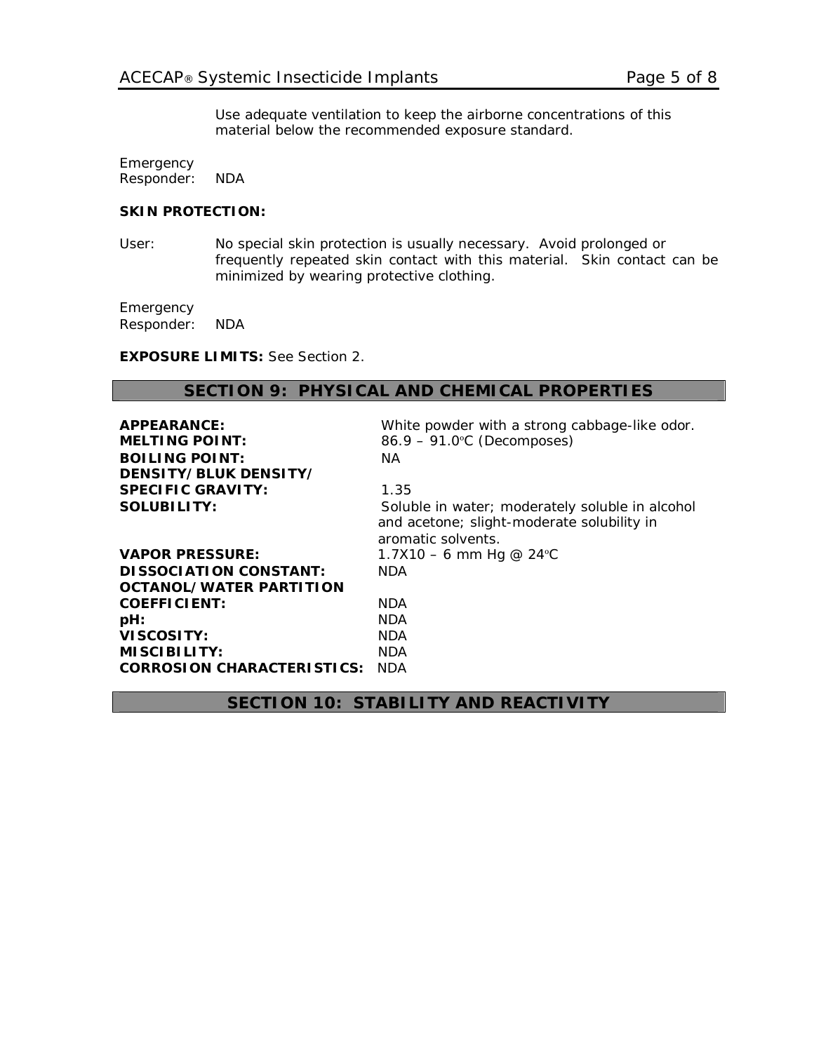Use adequate ventilation to keep the airborne concentrations of this material below the recommended exposure standard.

Emergency Responder: NDA

**SKIN PROTECTION:**

User: No special skin protection is usually necessary. Avoid prolonged or frequently repeated skin contact with this material. Skin contact can be minimized by wearing protective clothing.

Emergency Responder: NDA

**EXPOSURE LIMITS:** See Section 2.

## SECTION 9: PHYSICAL AND CHEMICAL PROPERTIES

| | |
|---|---|
| **APPEARANCE:** | White powder with a strong cabbage-like odor. |
| **MELTING POINT:** | 86.9 – 91.0°C (Decomposes) |
| **BOILING POINT:** | NA |
| **DENSITY/BLUK DENSITY/ SPECIFIC GRAVITY:** | 1.35 |
| **SOLUBILITY:** | Soluble in water; moderately soluble in alcohol and acetone; slight-moderate solubility in aromatic solvents. |
| **VAPOR PRESSURE:** | 1.7X10 – 6 mm Hg @ 24°C |
| **DISSOCIATION CONSTANT:** | NDA |
| **OCTANOL/WATER PARTITION COEFFICIENT:** | NDA |
| **pH:** | NDA |
| **VISCOSITY:** | NDA |
| **MISCIBILITY:** | NDA |
| **CORROSION CHARACTERISTICS:** | NDA |

## SECTION 10: STABILITY AND REACTIVITY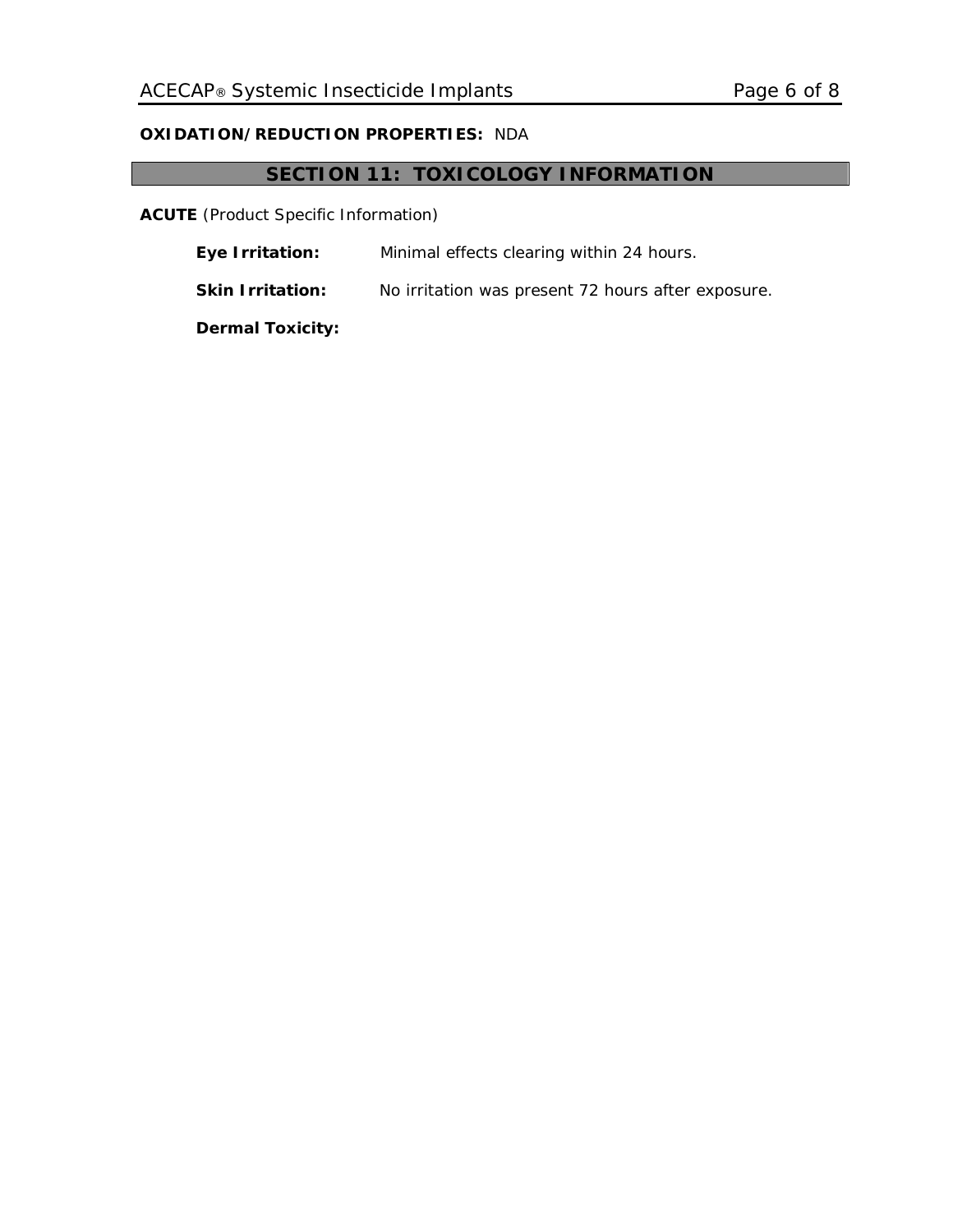**OXIDATION/REDUCTION PROPERTIES:** NDA

## SECTION 11: TOXICOLOGY INFORMATION

**ACUTE** (Product Specific Information)

**Eye Irritation:** Minimal effects clearing within 24 hours.

**Skin Irritation:** No irritation was present 72 hours after exposure.

**Dermal Toxicity:**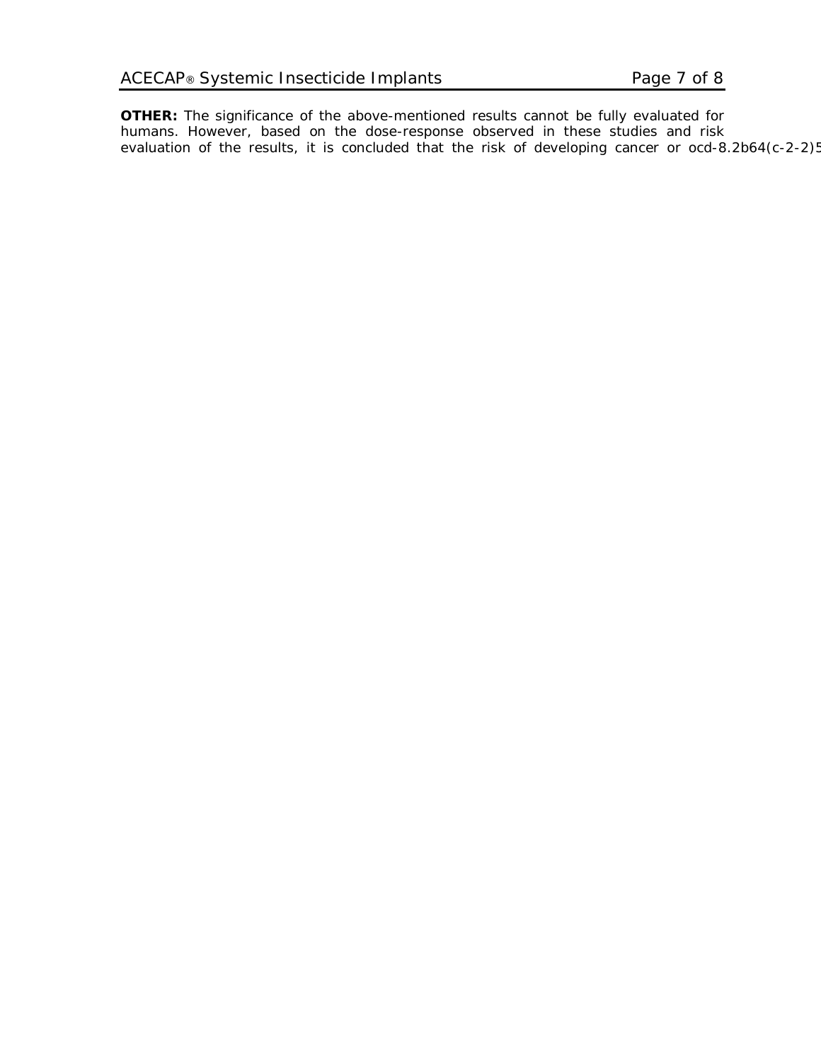**OTHER:** The significance of the above-mentioned results cannot be fully evaluated for humans. However, based on the dose-response observed in these studies and risk evaluation of the results, it is concluded that the risk of developing cancer or ocd-8.2b64(c-2-2)5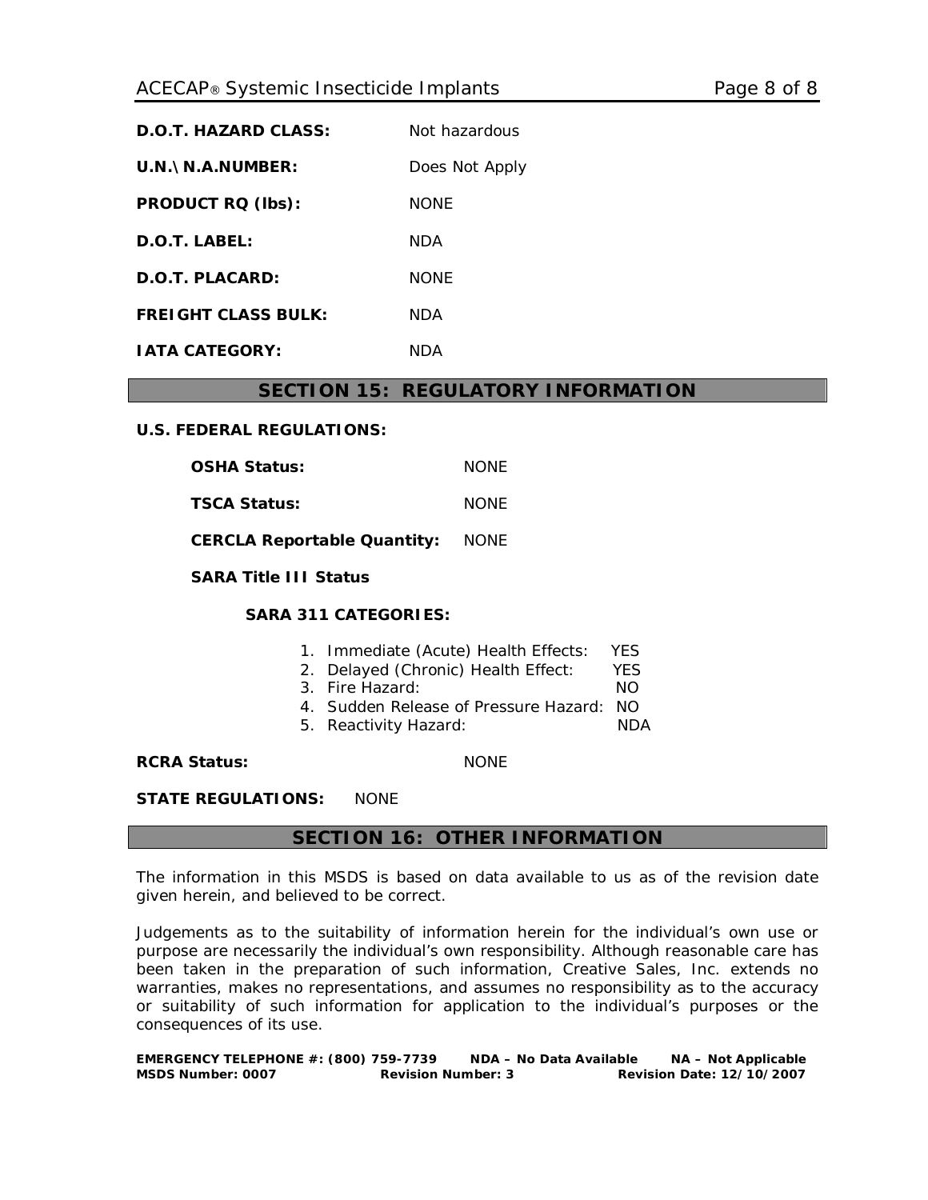**D.O.T. HAZARD CLASS:** Not hazardous

**U.N.\N.A.NUMBER:** Does Not Apply

**PRODUCT RQ (lbs):** NONE

**D.O.T. LABEL:** NDA

**D.O.T. PLACARD:** NONE

**FREIGHT CLASS BULK:** NDA

**IATA CATEGORY:** NDA

## SECTION 15: REGULATORY INFORMATION

**U.S. FEDERAL REGULATIONS:**

**OSHA Status:** NONE

**TSCA Status:** NONE

**CERCLA Reportable Quantity:** NONE

**SARA Title III Status**

**SARA 311 CATEGORIES:**

1. Immediate (Acute) Health Effects: YES
2. Delayed (Chronic) Health Effect: YES
3. Fire Hazard: NO
4. Sudden Release of Pressure Hazard: NO
5. Reactivity Hazard: NDA

**RCRA Status:** NONE

**STATE REGULATIONS:** NONE

## SECTION 16: OTHER INFORMATION

The information in this MSDS is based on data available to us as of the revision date given herein, and believed to be correct.

Judgements as to the suitability of information herein for the individual's own use or purpose are necessarily the individual's own responsibility. Although reasonable care has been taken in the preparation of such information, Creative Sales, Inc. extends no warranties, makes no representations, and assumes no responsibility as to the accuracy or suitability of such information for application to the individual's purposes or the consequences of its use.

***EMERGENCY TELEPHONE #: (800) 759-7739 NDA – No Data Available NA – Not Applicable***
***MSDS Number: 0007 Revision Number: 3 Revision Date: 12/10/2007***